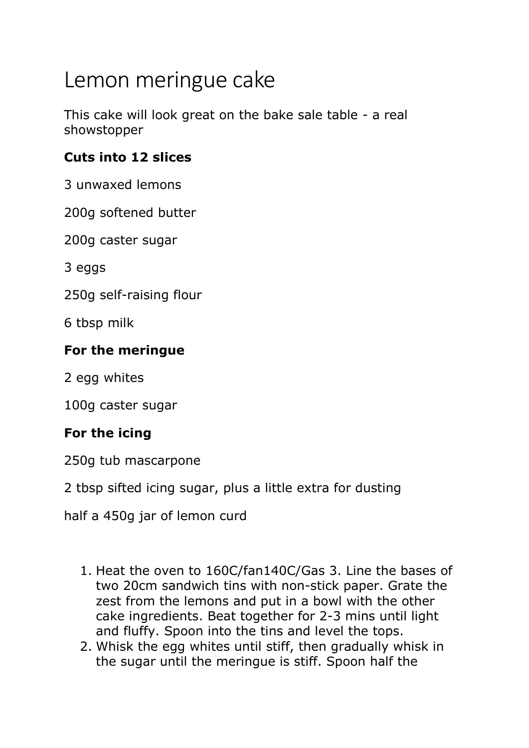# Lemon meringue cake

This cake will look great on the bake sale table - a real showstopper

**Cuts into 12 slices**

3 unwaxed lemons

200g softened butter

200g caster sugar

3 eggs

250g self-raising flour

6 tbsp milk

**For the meringue**

2 egg whites

100g caster sugar

**For the icing**

250g tub mascarpone

2 tbsp sifted icing sugar, plus a little extra for dusting

half a 450g jar of lemon curd

1. Heat the oven to 160C/fan140C/Gas 3. Line the bases of two 20cm sandwich tins with non-stick paper. Grate the zest from the lemons and put in a bowl with the other cake ingredients. Beat together for 2-3 mins until light and fluffy. Spoon into the tins and level the tops.
2. Whisk the egg whites until stiff, then gradually whisk in the sugar until the meringue is stiff. Spoon half the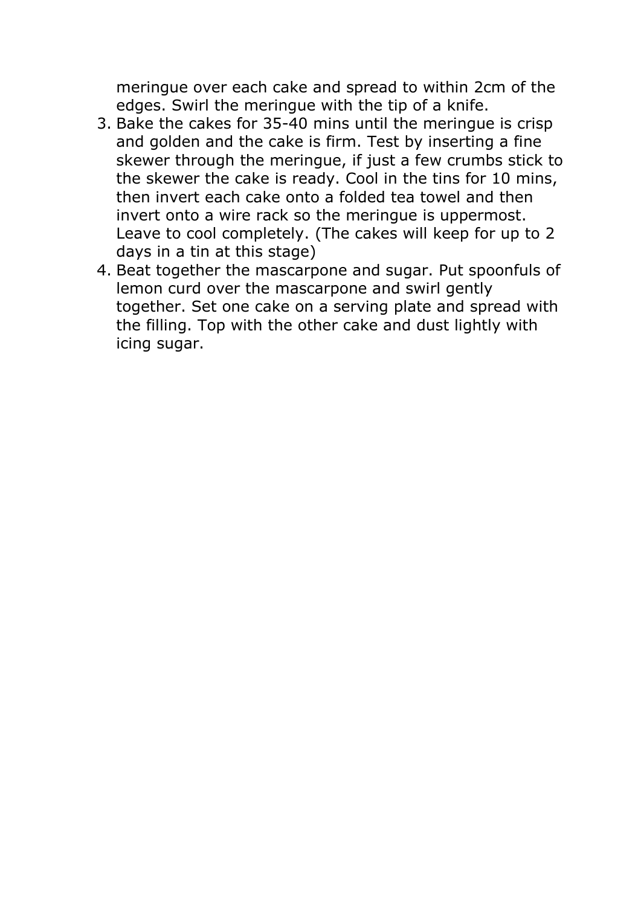meringue over each cake and spread to within 2cm of the edges. Swirl the meringue with the tip of a knife.

3. Bake the cakes for 35-40 mins until the meringue is crisp and golden and the cake is firm. Test by inserting a fine skewer through the meringue, if just a few crumbs stick to the skewer the cake is ready. Cool in the tins for 10 mins, then invert each cake onto a folded tea towel and then invert onto a wire rack so the meringue is uppermost. Leave to cool completely. (The cakes will keep for up to 2 days in a tin at this stage)
4. Beat together the mascarpone and sugar. Put spoonfuls of lemon curd over the mascarpone and swirl gently together. Set one cake on a serving plate and spread with the filling. Top with the other cake and dust lightly with icing sugar.